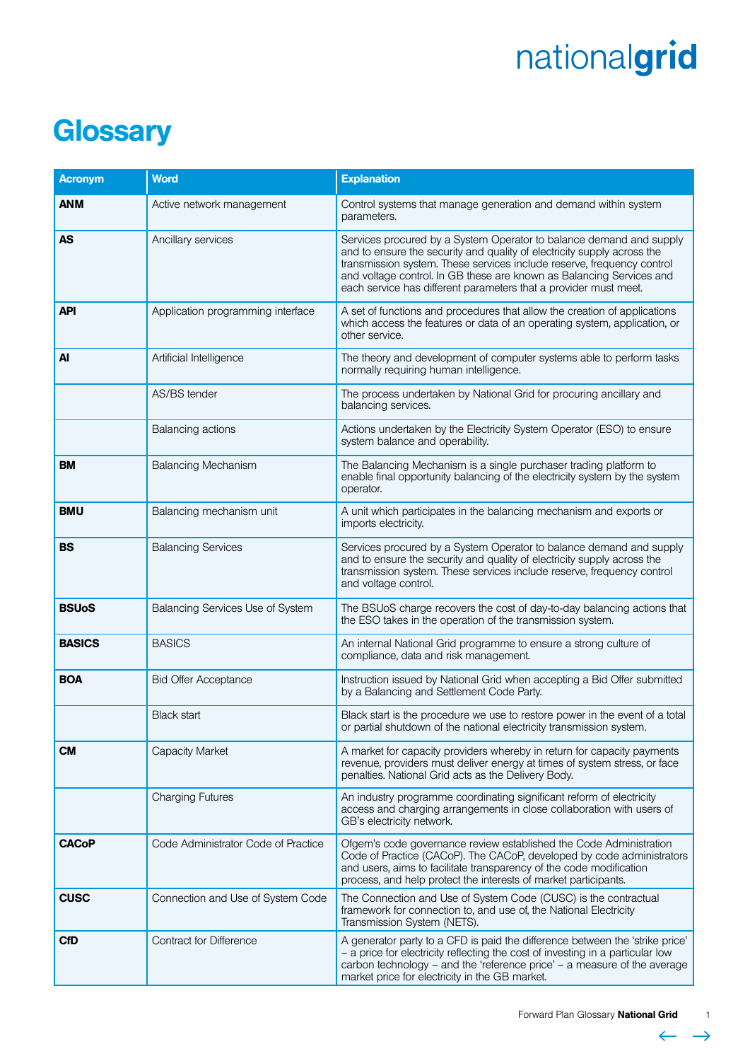# Glossary

| Acronym | Word | Explanation |
|---|---|---|
| **ANM** | Active network management | Control systems that manage generation and demand within system parameters. |
| **AS** | Ancillary services | Services procured by a System Operator to balance demand and supply and to ensure the security and quality of electricity supply across the transmission system. These services include reserve, frequency control and voltage control. In GB these are known as Balancing Services and each service has different parameters that a provider must meet. |
| **API** | Application programming interface | A set of functions and procedures that allow the creation of applications which access the features or data of an operating system, application, or other service. |
| **AI** | Artificial Intelligence | The theory and development of computer systems able to perform tasks normally requiring human intelligence. |
| | AS/BS tender | The process undertaken by National Grid for procuring ancillary and balancing services. |
| | Balancing actions | Actions undertaken by the Electricity System Operator (ESO) to ensure system balance and operability. |
| **BM** | Balancing Mechanism | The Balancing Mechanism is a single purchaser trading platform to enable final opportunity balancing of the electricity system by the system operator. |
| **BMU** | Balancing mechanism unit | A unit which participates in the balancing mechanism and exports or imports electricity. |
| **BS** | Balancing Services | Services procured by a System Operator to balance demand and supply and to ensure the security and quality of electricity supply across the transmission system. These services include reserve, frequency control and voltage control. |
| **BSUoS** | Balancing Services Use of System | The BSUoS charge recovers the cost of day-to-day balancing actions that the ESO takes in the operation of the transmission system. |
| **BASICS** | BASICS | An internal National Grid programme to ensure a strong culture of compliance, data and risk management. |
| **BOA** | Bid Offer Acceptance | Instruction issued by National Grid when accepting a Bid Offer submitted by a Balancing and Settlement Code Party. |
| | Black start | Black start is the procedure we use to restore power in the event of a total or partial shutdown of the national electricity transmission system. |
| **CM** | Capacity Market | A market for capacity providers whereby in return for capacity payments revenue, providers must deliver energy at times of system stress, or face penalties. National Grid acts as the Delivery Body. |
| | Charging Futures | An industry programme coordinating significant reform of electricity access and charging arrangements in close collaboration with users of GB's electricity network. |
| **CACoP** | Code Administrator Code of Practice | Ofgem's code governance review established the Code Administration Code of Practice (CACoP). The CACoP, developed by code administrators and users, aims to facilitate transparency of the code modification process, and help protect the interests of market participants. |
| **CUSC** | Connection and Use of System Code | The Connection and Use of System Code (CUSC) is the contractual framework for connection to, and use of, the National Electricity Transmission System (NETS). |
| **CfD** | Contract for Difference | A generator party to a CFD is paid the difference between the 'strike price' – a price for electricity reflecting the cost of investing in a particular low carbon technology – and the 'reference price' – a measure of the average market price for electricity in the GB market. |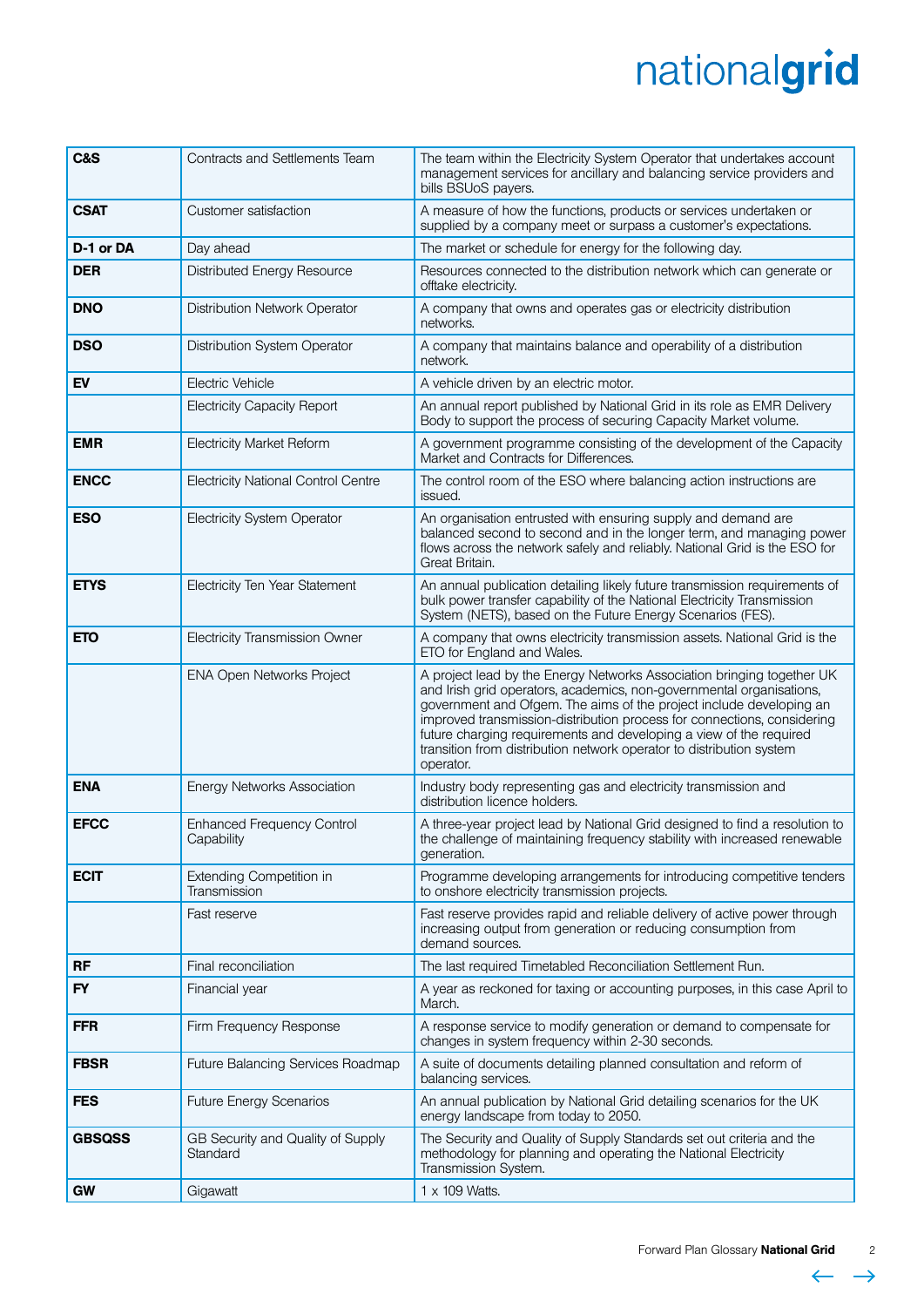| | | |
|---|---|---|
| **C&S** | Contracts and Settlements Team | The team within the Electricity System Operator that undertakes account management services for ancillary and balancing service providers and bills BSUoS payers. |
| **CSAT** | Customer satisfaction | A measure of how the functions, products or services undertaken or supplied by a company meet or surpass a customer's expectations. |
| **D-1 or DA** | Day ahead | The market or schedule for energy for the following day. |
| **DER** | Distributed Energy Resource | Resources connected to the distribution network which can generate or offtake electricity. |
| **DNO** | Distribution Network Operator | A company that owns and operates gas or electricity distribution networks. |
| **DSO** | Distribution System Operator | A company that maintains balance and operability of a distribution network. |
| **EV** | Electric Vehicle | A vehicle driven by an electric motor. |
| | Electricity Capacity Report | An annual report published by National Grid in its role as EMR Delivery Body to support the process of securing Capacity Market volume. |
| **EMR** | Electricity Market Reform | A government programme consisting of the development of the Capacity Market and Contracts for Differences. |
| **ENCC** | Electricity National Control Centre | The control room of the ESO where balancing action instructions are issued. |
| **ESO** | Electricity System Operator | An organisation entrusted with ensuring supply and demand are balanced second to second and in the longer term, and managing power flows across the network safely and reliably. National Grid is the ESO for Great Britain. |
| **ETYS** | Electricity Ten Year Statement | An annual publication detailing likely future transmission requirements of bulk power transfer capability of the National Electricity Transmission System (NETS), based on the Future Energy Scenarios (FES). |
| **ETO** | Electricity Transmission Owner | A company that owns electricity transmission assets. National Grid is the ETO for England and Wales. |
| | ENA Open Networks Project | A project lead by the Energy Networks Association bringing together UK and Irish grid operators, academics, non-governmental organisations, government and Ofgem. The aims of the project include developing an improved transmission-distribution process for connections, considering future charging requirements and developing a view of the required transition from distribution network operator to distribution system operator. |
| **ENA** | Energy Networks Association | Industry body representing gas and electricity transmission and distribution licence holders. |
| **EFCC** | Enhanced Frequency Control Capability | A three-year project lead by National Grid designed to find a resolution to the challenge of maintaining frequency stability with increased renewable generation. |
| **ECIT** | Extending Competition in Transmission | Programme developing arrangements for introducing competitive tenders to onshore electricity transmission projects. |
| | Fast reserve | Fast reserve provides rapid and reliable delivery of active power through increasing output from generation or reducing consumption from demand sources. |
| **RF** | Final reconciliation | The last required Timetabled Reconciliation Settlement Run. |
| **FY** | Financial year | A year as reckoned for taxing or accounting purposes, in this case April to March. |
| **FFR** | Firm Frequency Response | A response service to modify generation or demand to compensate for changes in system frequency within 2-30 seconds. |
| **FBSR** | Future Balancing Services Roadmap | A suite of documents detailing planned consultation and reform of balancing services. |
| **FES** | Future Energy Scenarios | An annual publication by National Grid detailing scenarios for the UK energy landscape from today to 2050. |
| **GBSQSS** | GB Security and Quality of Supply Standard | The Security and Quality of Supply Standards set out criteria and the methodology for planning and operating the National Electricity Transmission System. |
| **GW** | Gigawatt | 1 x 109 Watts. |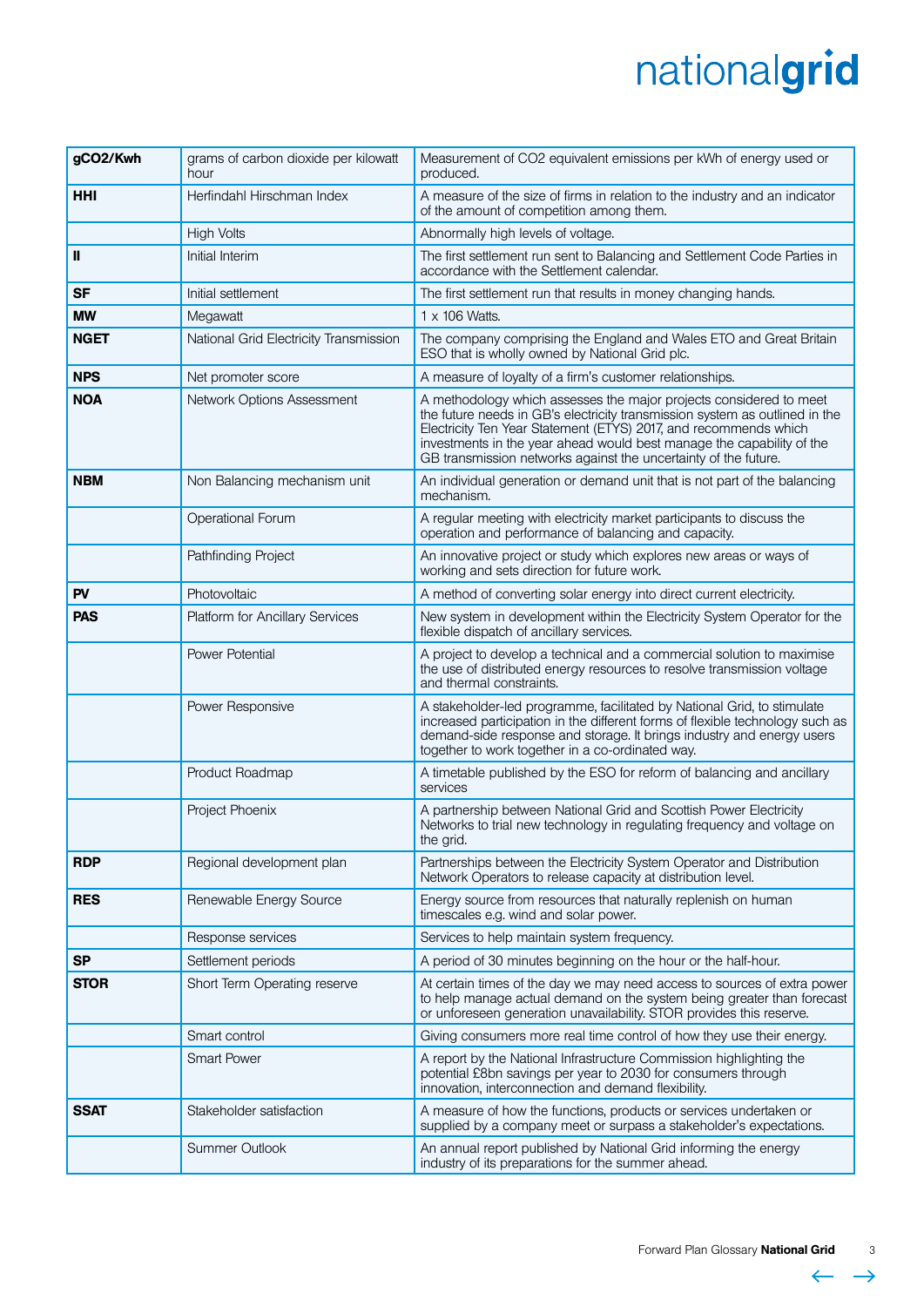| gCO2/Kwh | grams of carbon dioxide per kilowatt hour | Measurement of CO2 equivalent emissions per kWh of energy used or produced. |
|---|---|---|
| **HHI** | Herfindahl Hirschman Index | A measure of the size of firms in relation to the industry and an indicator of the amount of competition among them. |
| | High Volts | Abnormally high levels of voltage. |
| **II** | Initial Interim | The first settlement run sent to Balancing and Settlement Code Parties in accordance with the Settlement calendar. |
| **SF** | Initial settlement | The first settlement run that results in money changing hands. |
| **MW** | Megawatt | 1 x 106 Watts. |
| **NGET** | National Grid Electricity Transmission | The company comprising the England and Wales ETO and Great Britain ESO that is wholly owned by National Grid plc. |
| **NPS** | Net promoter score | A measure of loyalty of a firm's customer relationships. |
| **NOA** | Network Options Assessment | A methodology which assesses the major projects considered to meet the future needs in GB's electricity transmission system as outlined in the Electricity Ten Year Statement (ETYS) 2017, and recommends which investments in the year ahead would best manage the capability of the GB transmission networks against the uncertainty of the future. |
| **NBM** | Non Balancing mechanism unit | An individual generation or demand unit that is not part of the balancing mechanism. |
| | Operational Forum | A regular meeting with electricity market participants to discuss the operation and performance of balancing and capacity. |
| | Pathfinding Project | An innovative project or study which explores new areas or ways of working and sets direction for future work. |
| **PV** | Photovoltaic | A method of converting solar energy into direct current electricity. |
| **PAS** | Platform for Ancillary Services | New system in development within the Electricity System Operator for the flexible dispatch of ancillary services. |
| | Power Potential | A project to develop a technical and a commercial solution to maximise the use of distributed energy resources to resolve transmission voltage and thermal constraints. |
| | Power Responsive | A stakeholder-led programme, facilitated by National Grid, to stimulate increased participation in the different forms of flexible technology such as demand-side response and storage. It brings industry and energy users together to work together in a co-ordinated way. |
| | Product Roadmap | A timetable published by the ESO for reform of balancing and ancillary services |
| | Project Phoenix | A partnership between National Grid and Scottish Power Electricity Networks to trial new technology in regulating frequency and voltage on the grid. |
| **RDP** | Regional development plan | Partnerships between the Electricity System Operator and Distribution Network Operators to release capacity at distribution level. |
| **RES** | Renewable Energy Source | Energy source from resources that naturally replenish on human timescales e.g. wind and solar power. |
| | Response services | Services to help maintain system frequency. |
| **SP** | Settlement periods | A period of 30 minutes beginning on the hour or the half-hour. |
| **STOR** | Short Term Operating reserve | At certain times of the day we may need access to sources of extra power to help manage actual demand on the system being greater than forecast or unforeseen generation unavailability. STOR provides this reserve. |
| | Smart control | Giving consumers more real time control of how they use their energy. |
| | Smart Power | A report by the National Infrastructure Commission highlighting the potential £8bn savings per year to 2030 for consumers through innovation, interconnection and demand flexibility. |
| **SSAT** | Stakeholder satisfaction | A measure of how the functions, products or services undertaken or supplied by a company meet or surpass a stakeholder's expectations. |
| | Summer Outlook | An annual report published by National Grid informing the energy industry of its preparations for the summer ahead. |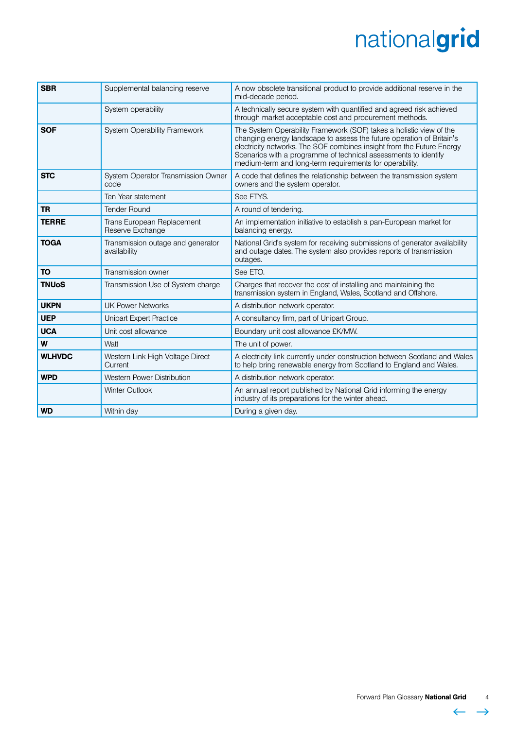| | | |
|---|---|---|
| **SBR** | Supplemental balancing reserve | A now obsolete transitional product to provide additional reserve in the mid-decade period. |
| | System operability | A technically secure system with quantified and agreed risk achieved through market acceptable cost and procurement methods. |
| **SOF** | System Operability Framework | The System Operability Framework (SOF) takes a holistic view of the changing energy landscape to assess the future operation of Britain's electricity networks. The SOF combines insight from the Future Energy Scenarios with a programme of technical assessments to identify medium-term and long-term requirements for operability. |
| **STC** | System Operator Transmission Owner code | A code that defines the relationship between the transmission system owners and the system operator. |
| | Ten Year statement | See ETYS. |
| **TR** | Tender Round | A round of tendering. |
| **TERRE** | Trans European Replacement Reserve Exchange | An implementation initiative to establish a pan-European market for balancing energy. |
| **TOGA** | Transmission outage and generator availability | National Grid's system for receiving submissions of generator availability and outage dates. The system also provides reports of transmission outages. |
| **TO** | Transmission owner | See ETO. |
| **TNUoS** | Transmission Use of System charge | Charges that recover the cost of installing and maintaining the transmission system in England, Wales, Scotland and Offshore. |
| **UKPN** | UK Power Networks | A distribution network operator. |
| **UEP** | Unipart Expert Practice | A consultancy firm, part of Unipart Group. |
| **UCA** | Unit cost allowance | Boundary unit cost allowance £K/MW. |
| **W** | Watt | The unit of power. |
| **WLHVDC** | Western Link High Voltage Direct Current | A electricity link currently under construction between Scotland and Wales to help bring renewable energy from Scotland to England and Wales. |
| **WPD** | Western Power Distribution | A distribution network operator. |
| | Winter Outlook | An annual report published by National Grid informing the energy industry of its preparations for the winter ahead. |
| **WD** | Within day | During a given day. |